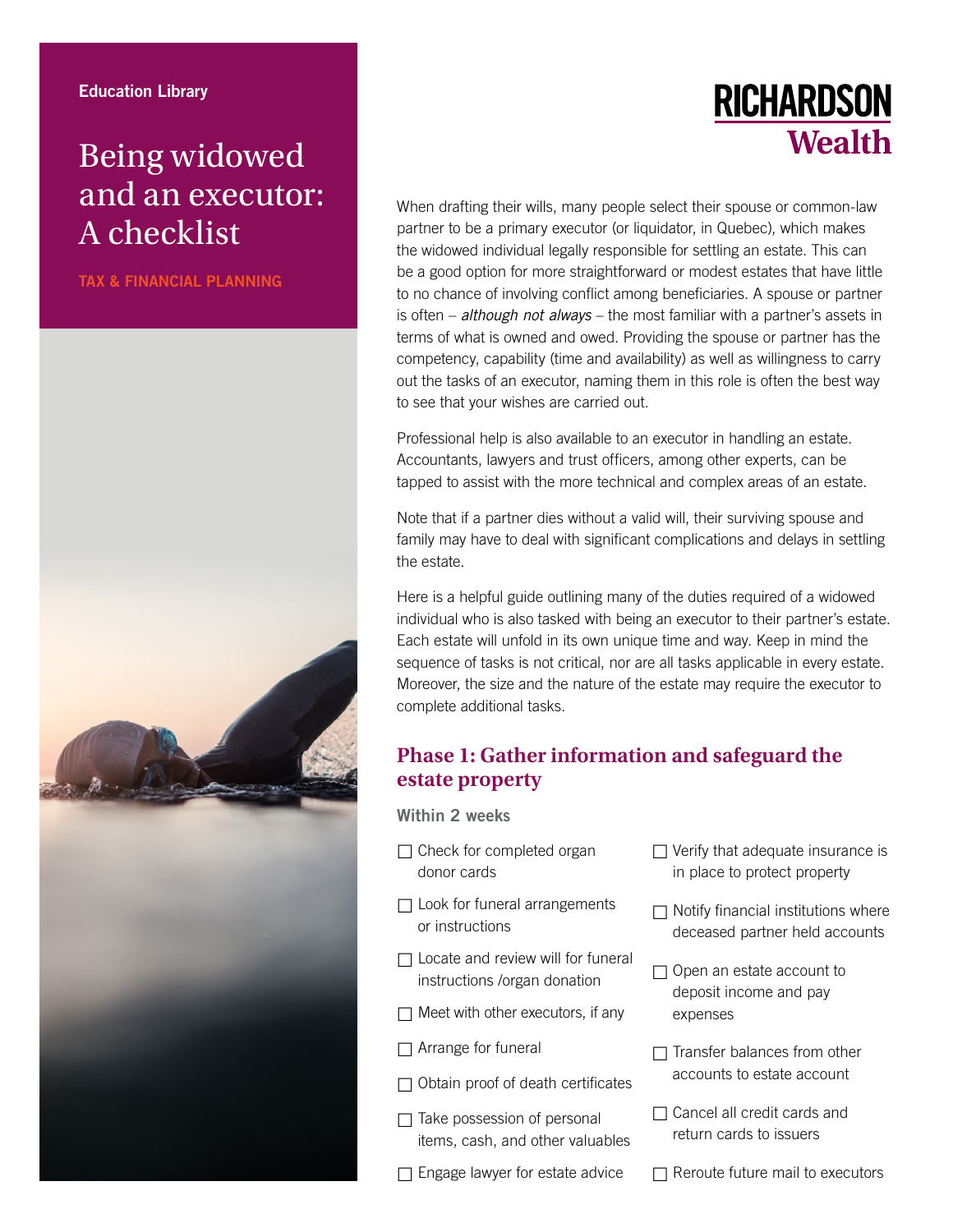Education Library

# Being widowed and an executor: A checklist

TAX & FINANCIAL PLANNING

RICHARDSON Wealth

When drafting their wills, many people select their spouse or common-law partner to be a primary executor (or liquidator, in Quebec), which makes the widowed individual legally responsible for settling an estate. This can be a good option for more straightforward or modest estates that have little to no chance of involving conflict among beneficiaries. A spouse or partner is often – *although not always* – the most familiar with a partner's assets in terms of what is owned and owed. Providing the spouse or partner has the competency, capability (time and availability) as well as willingness to carry out the tasks of an executor, naming them in this role is often the best way to see that your wishes are carried out.

Professional help is also available to an executor in handling an estate. Accountants, lawyers and trust officers, among other experts, can be tapped to assist with the more technical and complex areas of an estate.

Note that if a partner dies without a valid will, their surviving spouse and family may have to deal with significant complications and delays in settling the estate.

Here is a helpful guide outlining many of the duties required of a widowed individual who is also tasked with being an executor to their partner's estate. Each estate will unfold in its own unique time and way. Keep in mind the sequence of tasks is not critical, nor are all tasks applicable in every estate. Moreover, the size and the nature of the estate may require the executor to complete additional tasks.

## Phase 1: Gather information and safeguard the estate property

**Within 2 weeks**

- ☐ Check for completed organ donor cards
- ☐ Look for funeral arrangements or instructions
- ☐ Locate and review will for funeral instructions /organ donation
- ☐ Meet with other executors, if any
- ☐ Arrange for funeral
- ☐ Obtain proof of death certificates
- ☐ Take possession of personal items, cash, and other valuables
- ☐ Engage lawyer for estate advice
- ☐ Verify that adequate insurance is in place to protect property
- ☐ Notify financial institutions where deceased partner held accounts
- ☐ Open an estate account to deposit income and pay expenses
- ☐ Transfer balances from other accounts to estate account
- ☐ Cancel all credit cards and return cards to issuers
- ☐ Reroute future mail to executors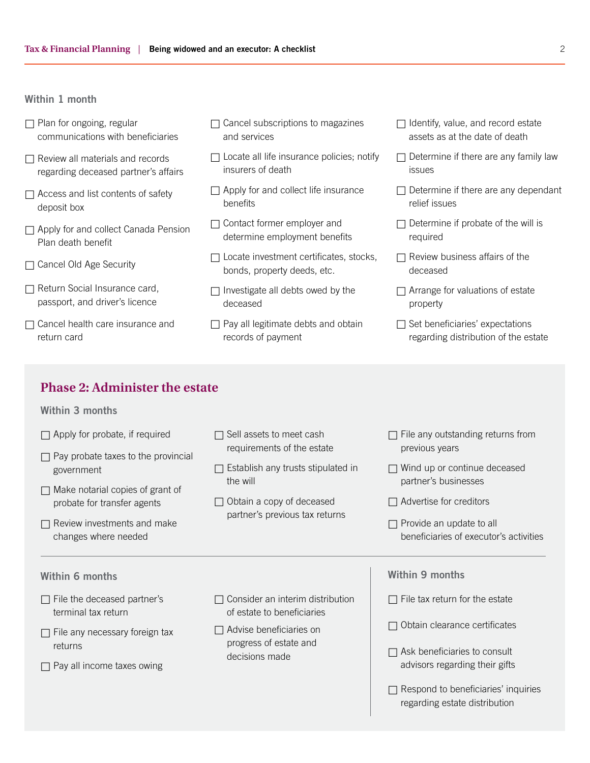### Within 1 month

- ☐ Plan for ongoing, regular communications with beneficiaries
- ☐ Review all materials and records regarding deceased partner's affairs
- ☐ Access and list contents of safety deposit box
- ☐ Apply for and collect Canada Pension Plan death benefit
- ☐ Cancel Old Age Security
- ☐ Return Social Insurance card, passport, and driver's licence
- ☐ Cancel health care insurance and return card
- ☐ Cancel subscriptions to magazines and services
- ☐ Locate all life insurance policies; notify insurers of death
- ☐ Apply for and collect life insurance benefits
- ☐ Contact former employer and determine employment benefits
- ☐ Locate investment certificates, stocks, bonds, property deeds, etc.
- ☐ Investigate all debts owed by the deceased
- ☐ Pay all legitimate debts and obtain records of payment
- ☐ Identify, value, and record estate assets as at the date of death
- ☐ Determine if there are any family law issues
- ☐ Determine if there are any dependant relief issues
- ☐ Determine if probate of the will is required
- ☐ Review business affairs of the deceased
- ☐ Arrange for valuations of estate property
- ☐ Set beneficiaries' expectations regarding distribution of the estate

## Phase 2: Administer the estate

### Within 3 months

- ☐ Apply for probate, if required
- ☐ Pay probate taxes to the provincial government
- ☐ Make notarial copies of grant of probate for transfer agents
- ☐ Review investments and make changes where needed
- ☐ Sell assets to meet cash requirements of the estate
- ☐ Establish any trusts stipulated in the will
- ☐ Obtain a copy of deceased partner's previous tax returns
- ☐ File any outstanding returns from previous years
- ☐ Wind up or continue deceased partner's businesses
- ☐ Advertise for creditors
- ☐ Provide an update to all beneficiaries of executor's activities

### Within 6 months

- ☐ File the deceased partner's terminal tax return
- ☐ File any necessary foreign tax returns
- ☐ Pay all income taxes owing
- ☐ Consider an interim distribution of estate to beneficiaries
- ☐ Advise beneficiaries on progress of estate and decisions made

### Within 9 months

- ☐ File tax return for the estate
- ☐ Obtain clearance certificates
- ☐ Ask beneficiaries to consult advisors regarding their gifts
- ☐ Respond to beneficiaries' inquiries regarding estate distribution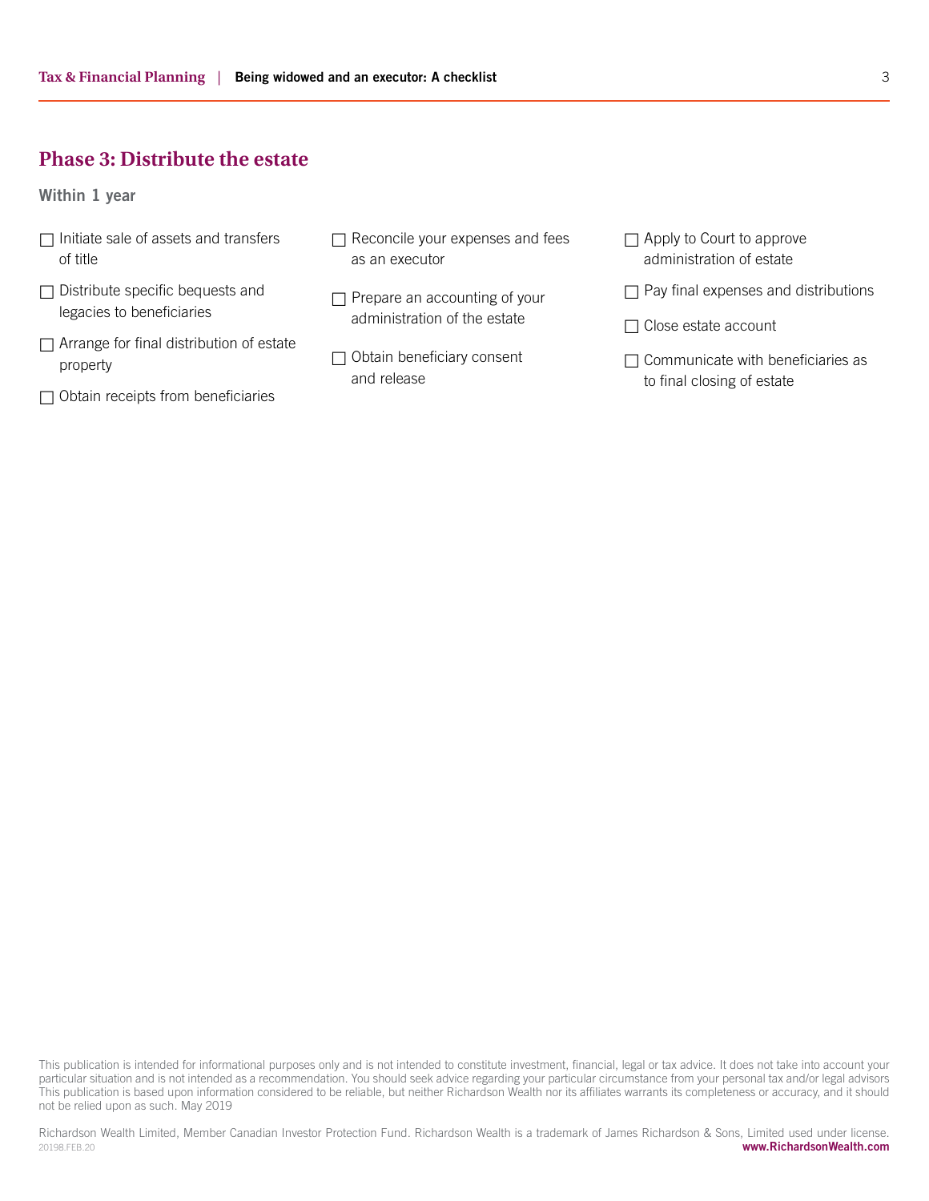## Phase 3: Distribute the estate

**Within 1 year**

- ☐ Initiate sale of assets and transfers of title
- ☐ Distribute specific bequests and legacies to beneficiaries
- ☐ Arrange for final distribution of estate property
- ☐ Obtain receipts from beneficiaries
- ☐ Reconcile your expenses and fees as an executor
- ☐ Prepare an accounting of your administration of the estate
- ☐ Obtain beneficiary consent and release
- ☐ Apply to Court to approve administration of estate
- ☐ Pay final expenses and distributions
- ☐ Close estate account
- ☐ Communicate with beneficiaries as to final closing of estate

This publication is intended for informational purposes only and is not intended to constitute investment, financial, legal or tax advice. It does not take into account your particular situation and is not intended as a recommendation. You should seek advice regarding your particular circumstance from your personal tax and/or legal advisors This publication is based upon information considered to be reliable, but neither Richardson Wealth nor its affiliates warrants its completeness or accuracy, and it should not be relied upon as such. May 2019

Richardson Wealth Limited, Member Canadian Investor Protection Fund. Richardson Wealth is a trademark of James Richardson & Sons, Limited used under license.
20198.FEB.20

**www.RichardsonWealth.com**